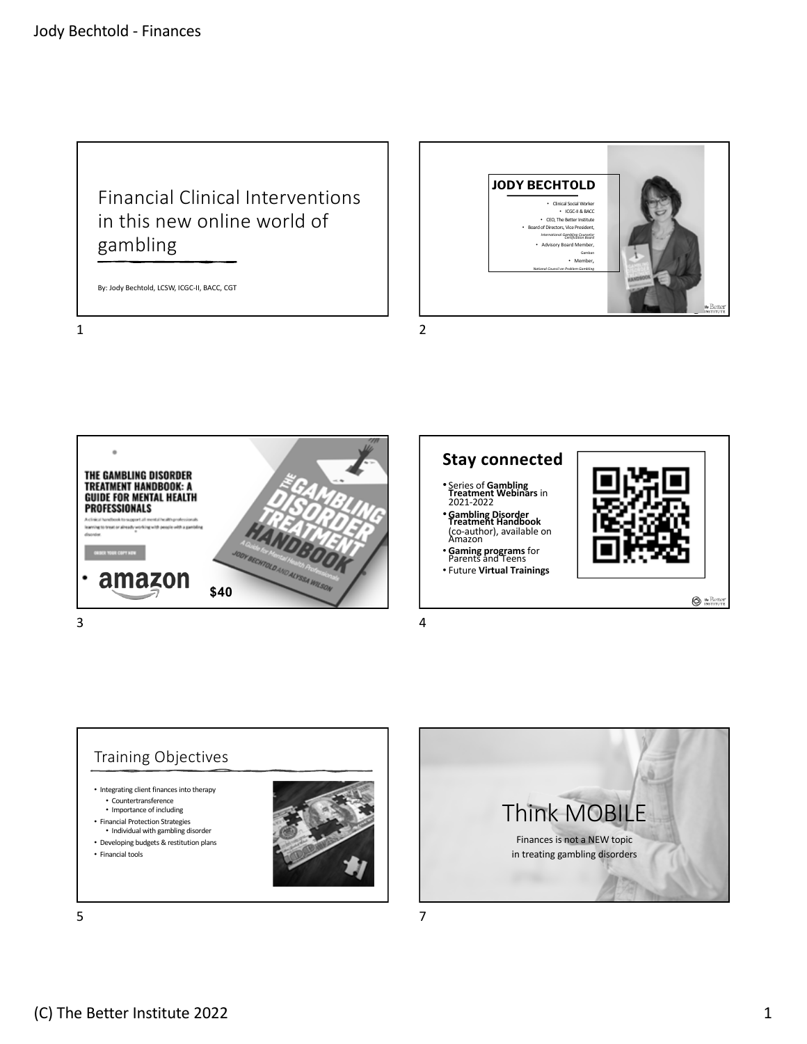## Slide 1

# Financial Clinical Interventions in this new online world of gambling

By: Jody Bechtold, LCSW, ICGC-II, BACC, CGT

## Slide 2

**JODY BECHTOLD**

- Clinical Social Worker
- ICGC-II & BACC
- CEO, The Better Institute
- Board of Directors, Vice President, *International Gambling Counselor Certification Board*
- Advisory Board Member, *Gamban*
- Member, *National Council on Problem Gambling*

## Slide 3

**THE GAMBLING DISORDER TREATMENT HANDBOOK: A GUIDE FOR MENTAL HEALTH PROFESSIONALS**

A clinical handbook to support all mental health professionals learning to treat or already working with people with a gambling disorder.

ORDER YOUR COPY NOW

- amazon **$40**

THE GAMBLING DISORDER TREATMENT HANDBOOK
A Guide for Mental Health Professionals
JODY BECHTOLD AND ALYSSA WILSON

## Slide 4

**Stay connected**

- Series of **Gambling Treatment Webinars** in 2021-2022
- **Gambling Disorder Treatment Handbook** (co-author), available on Amazon
- **Gaming programs** for Parents and Teens
- Future **Virtual Trainings**

## Slide 5

## Training Objectives

- Integrating client finances into therapy
  - Countertransference
  - Importance of including
- Financial Protection Strategies
  - Individual with gambling disorder
- Developing budgets & restitution plans
- Financial tools

## Slide 7

# Think MOBILE

Finances is not a NEW topic in treating gambling disorders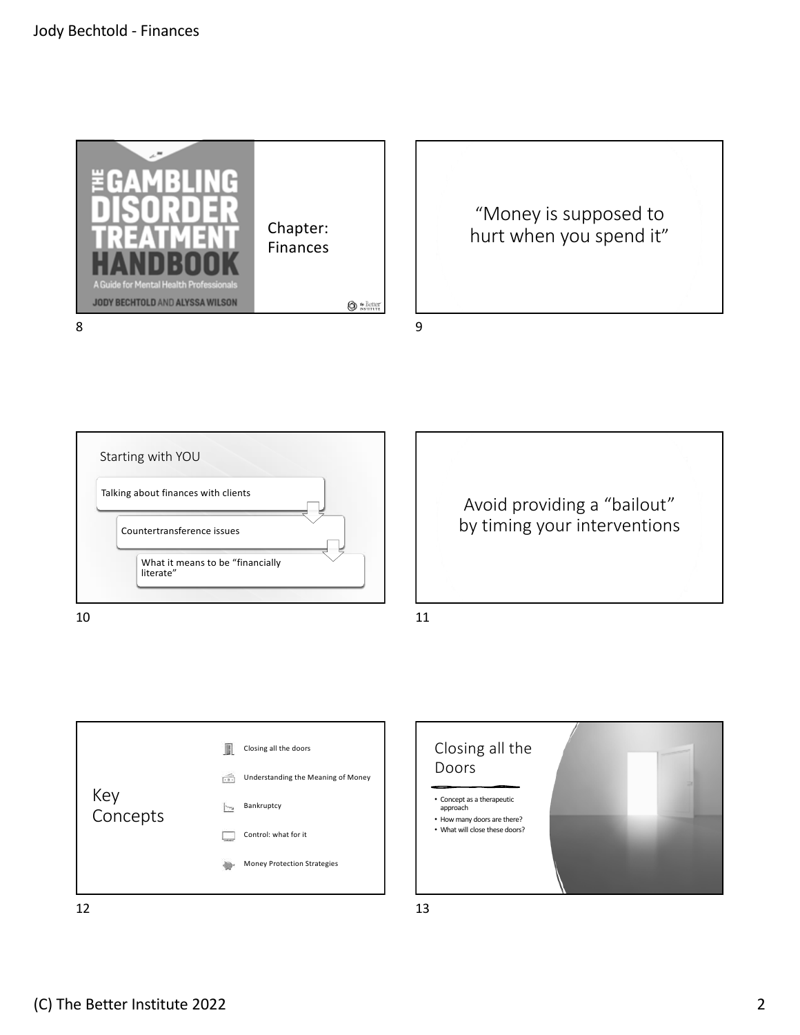## Slide 8

**THE GAMBLING DISORDER TREATMENT HANDBOOK**
A Guide for Mental Health Professionals
JODY BECHTOLD AND ALYSSA WILSON

Chapter: Finances

## Slide 9

"Money is supposed to hurt when you spend it"

## Slide 10

### Starting with YOU

- Talking about finances with clients
- Countertransference issues
- What it means to be "financially literate"

## Slide 11

Avoid providing a "bailout" by timing your interventions

## Slide 12

### Key Concepts

- Closing all the doors
- Understanding the Meaning of Money
- Bankruptcy
- Control: what for it
- Money Protection Strategies

## Slide 13

### Closing all the Doors

- Concept as a therapeutic approach
- How many doors are there?
- What will close these doors?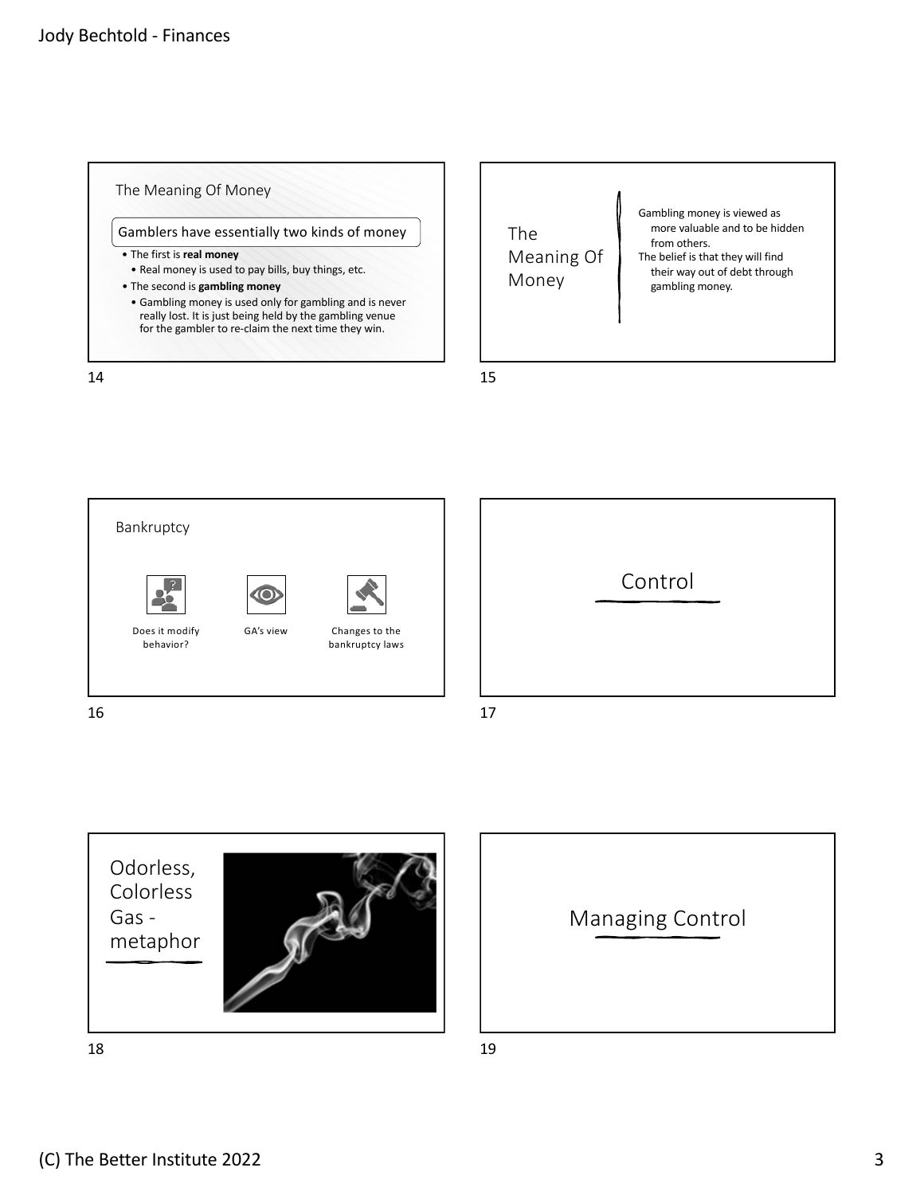## The Meaning Of Money

Gamblers have essentially two kinds of money

- The first is **real money**
  - Real money is used to pay bills, buy things, etc.
- The second is **gambling money**
  - Gambling money is used only for gambling and is never really lost. It is just being held by the gambling venue for the gambler to re-claim the next time they win.

## The Meaning Of Money

Gambling money is viewed as more valuable and to be hidden from others.

The belief is that they will find their way out of debt through gambling money.

## Bankruptcy

- Does it modify behavior?
- GA's view
- Changes to the bankruptcy laws

## Control

## Odorless, Colorless Gas - metaphor

## Managing Control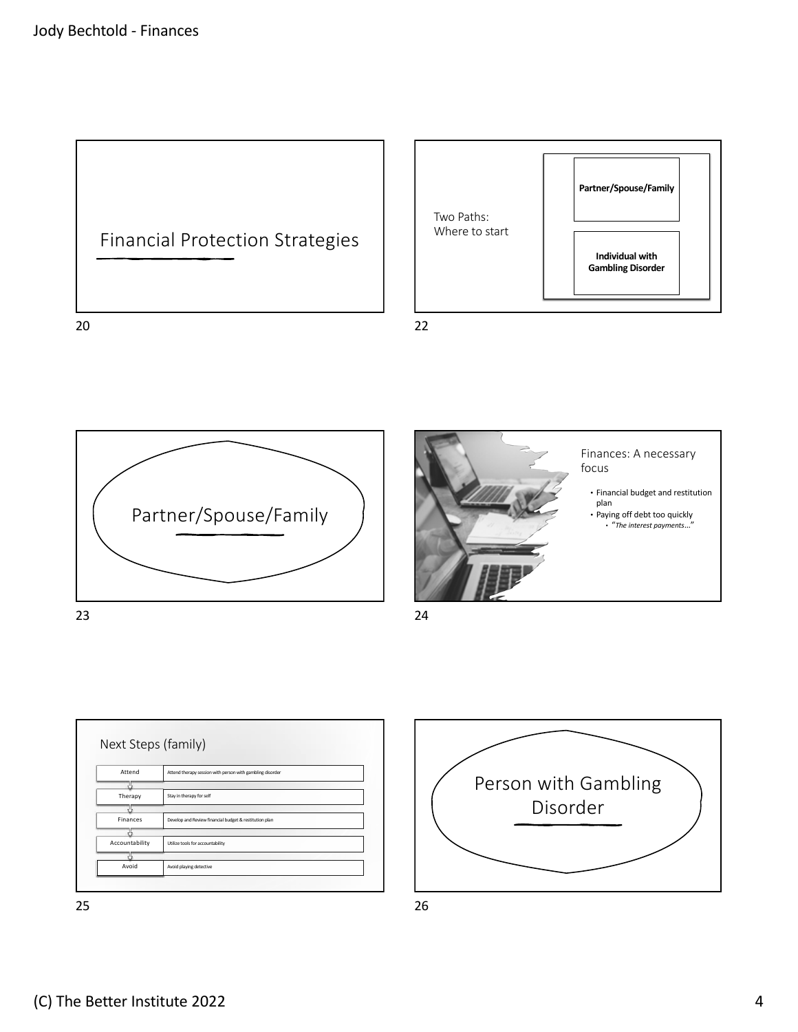## Financial Protection Strategies

## Two Paths: Where to start

- **Partner/Spouse/Family**
- **Individual with Gambling Disorder**

## Partner/Spouse/Family

## Finances: A necessary focus

- Financial budget and restitution plan
- Paying off debt too quickly
  - *"The interest payments…"*

## Next Steps (family)

| | |
|---|---|
| Attend | Attend therapy session with person with gambling disorder |
| Therapy | Stay in therapy for self |
| Finances | Develop and Review financial budget & restitution plan |
| Accountability | Utilize tools for accountability |
| Avoid | Avoid playing detective |

## Person with Gambling Disorder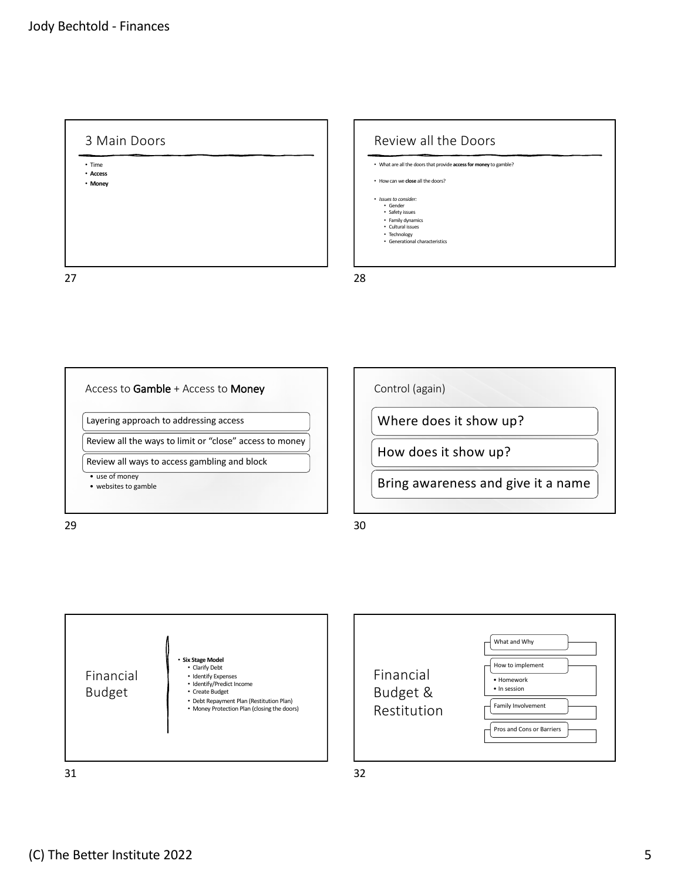## 3 Main Doors

- Time
- **Access**
- **Money**

## Review all the Doors

- What are all the doors that provide **access for money** to gamble?
- How can we **close** all the doors?
- *Issues to consider:*
  - Gender
  - Safety issues
  - Family dynamics
  - Cultural issues
  - Technology
  - Generational characteristics

## Access to **Gamble** + Access to **Money**

- Layering approach to addressing access
- Review all the ways to limit or "close" access to money
- Review all ways to access gambling and block
  - use of money
  - websites to gamble

## Control (again)

- Where does it show up?
- How does it show up?
- Bring awareness and give it a name

## Financial Budget

- **Six Stage Model**
  - Clarify Debt
  - Identify Expenses
  - Identify/Predict Income
  - Create Budget
  - Debt Repayment Plan (Restitution Plan)
  - Money Protection Plan (closing the doors)

## Financial Budget & Restitution

- What and Why
- How to implement
  - Homework
  - In session
- Family Involvement
- Pros and Cons or Barriers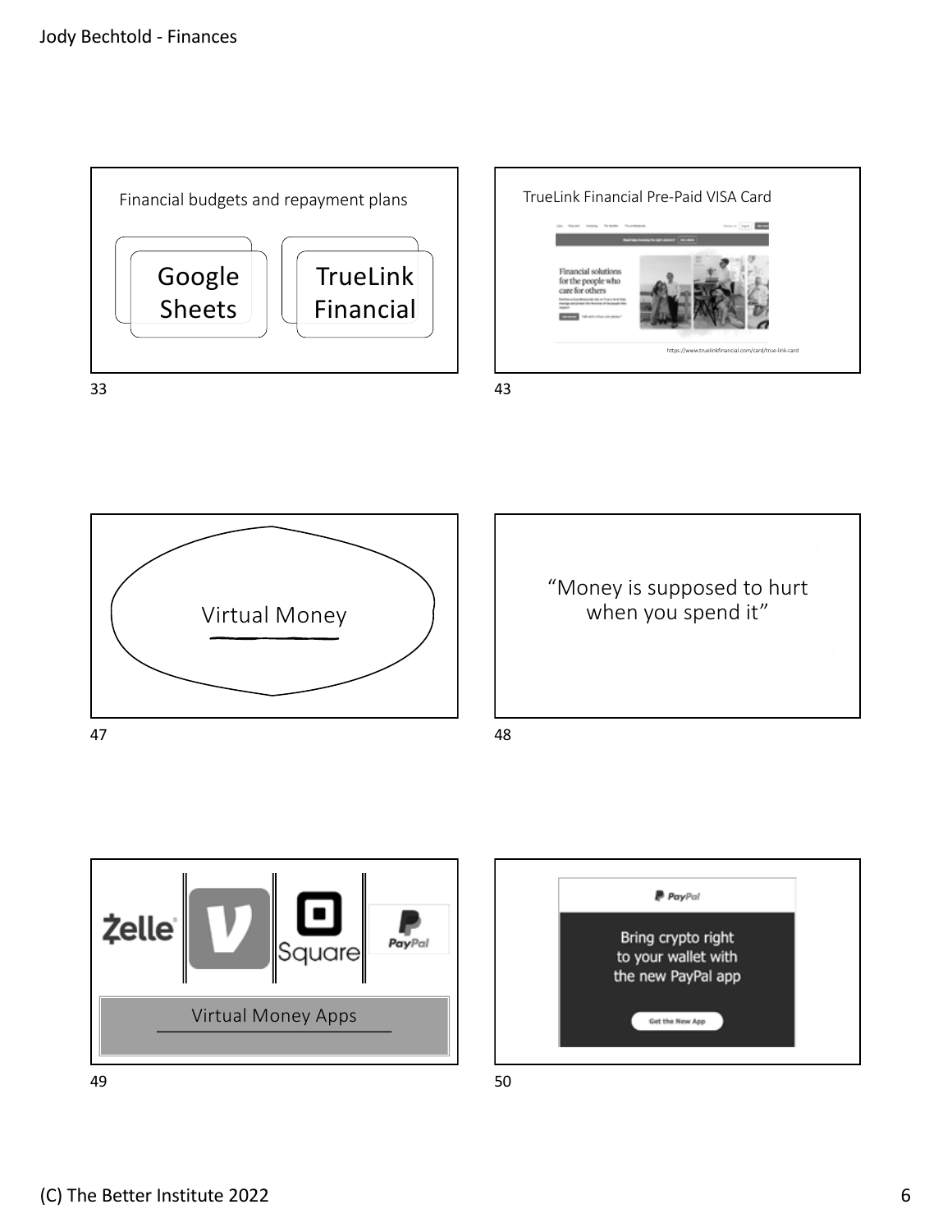Financial budgets and repayment plans

Google Sheets

TrueLink Financial

TrueLink Financial Pre-Paid VISA Card

Financial solutions for the people who care for others

https://www.truelinkfinancial.com/card/true-link-card

Virtual Money

"Money is supposed to hurt when you spend it"

Zelle

Square

PayPal

Virtual Money Apps

PayPal

Bring crypto right to your wallet with the new PayPal app

Get the New App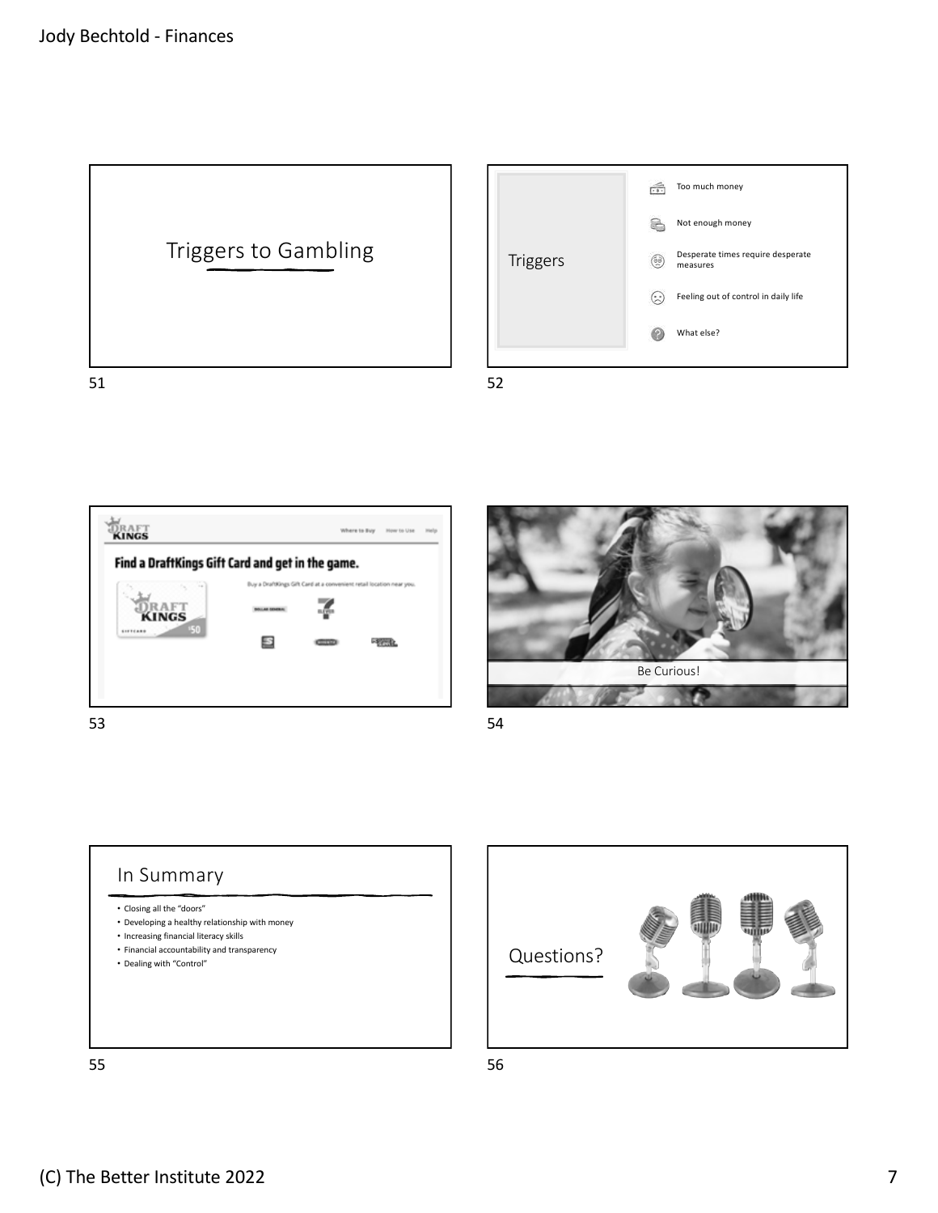## Triggers to Gambling

## Triggers

- Too much money
- Not enough money
- Desperate times require desperate measures
- Feeling out of control in daily life
- What else?

**Find a DraftKings Gift Card and get in the game.**

Buy a DraftKings Gift Card at a convenient retail location near you.

Be Curious!

## In Summary

- Closing all the "doors"
- Developing a healthy relationship with money
- Increasing financial literacy skills
- Financial accountability and transparency
- Dealing with "Control"

## Questions?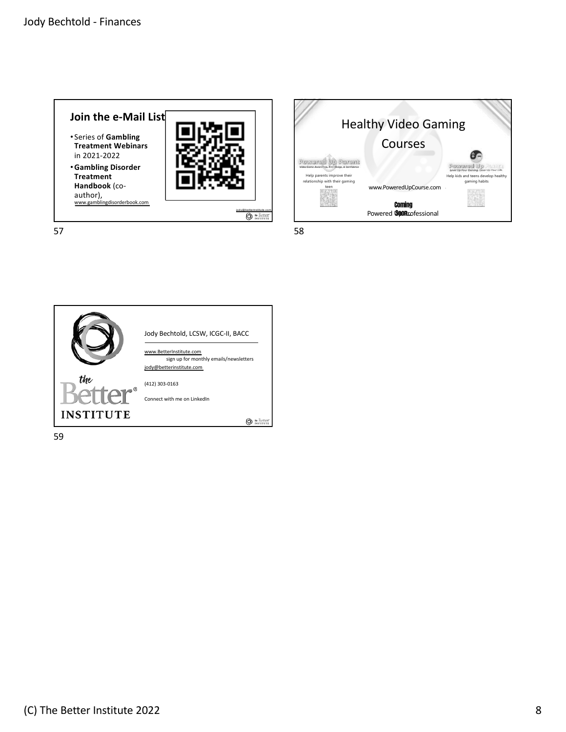## Join the e-Mail List

- Series of **Gambling Treatment Webinars** in 2021-2022
- **Gambling Disorder Treatment Handbook** (co-author), www.gamblingdisorderbook.com

jody@betterinstitute.com

## Healthy Video Gaming Courses

Powered Up Parent
Video Game Awareness, Knowledge, & Confidence
Help parents improve their relationship with their gaming teen

www.PoweredUpCourse.com

Powered Up
Level Up Your Gaming. Level Up Your Life
Help kids and teens develop healthy gaming habits

Coming Soon:
Powered Up Professional

the Better INSTITUTE

Jody Bechtold, LCSW, ICGC-II, BACC

www.BetterInstitute.com
sign up for monthly emails/newsletters
jody@betterinstitute.com

(412) 303-0163

Connect with me on LinkedIn